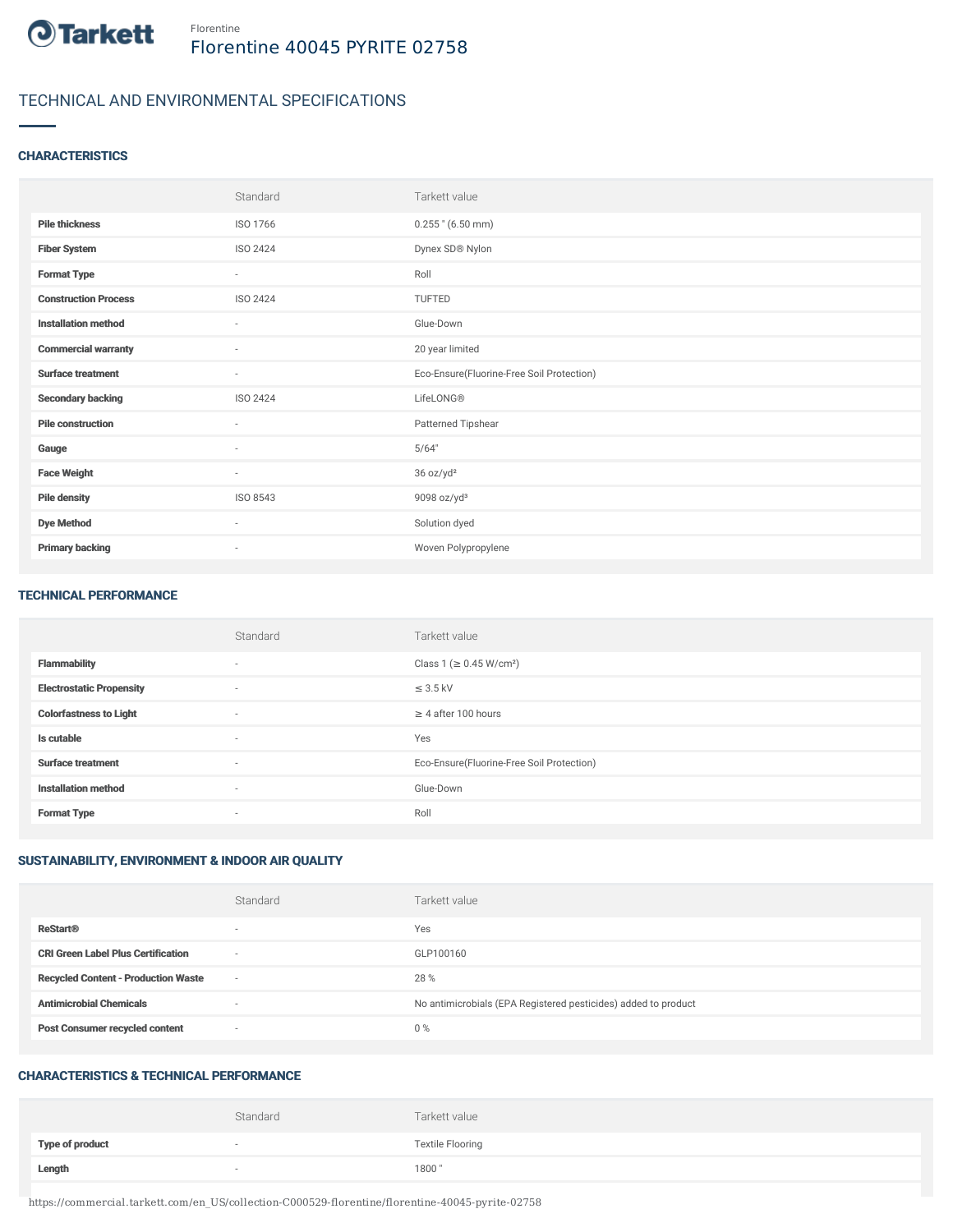Florentine

# Florentine 40045 PYRITE 02758

## TECHNICAL AND ENVIRONMENTAL SPECIFICATIONS

### CHARACTERISTICS

| | Standard | Tarkett value |
|---|---|---|
| **Pile thickness** | ISO 1766 | 0.255 " (6.50 mm) |
| **Fiber System** | ISO 2424 | Dynex SD® Nylon |
| **Format Type** | - | Roll |
| **Construction Process** | ISO 2424 | TUFTED |
| **Installation method** | - | Glue-Down |
| **Commercial warranty** | - | 20 year limited |
| **Surface treatment** | - | Eco-Ensure(Fluorine-Free Soil Protection) |
| **Secondary backing** | ISO 2424 | LifeLONG® |
| **Pile construction** | - | Patterned Tipshear |
| **Gauge** | - | 5/64" |
| **Face Weight** | - | 36 oz/yd² |
| **Pile density** | ISO 8543 | 9098 oz/yd³ |
| **Dye Method** | - | Solution dyed |
| **Primary backing** | - | Woven Polypropylene |

### TECHNICAL PERFORMANCE

| | Standard | Tarkett value |
|---|---|---|
| **Flammability** | - | Class 1 (≥ 0.45 W/cm²) |
| **Electrostatic Propensity** | - | ≤ 3.5 kV |
| **Colorfastness to Light** | - | ≥ 4 after 100 hours |
| **Is cutable** | - | Yes |
| **Surface treatment** | - | Eco-Ensure(Fluorine-Free Soil Protection) |
| **Installation method** | - | Glue-Down |
| **Format Type** | - | Roll |

### SUSTAINABILITY, ENVIRONMENT & INDOOR AIR QUALITY

| | Standard | Tarkett value |
|---|---|---|
| **ReStart®** | - | Yes |
| **CRI Green Label Plus Certification** | - | GLP100160 |
| **Recycled Content - Production Waste** | - | 28 % |
| **Antimicrobial Chemicals** | - | No antimicrobials (EPA Registered pesticides) added to product |
| **Post Consumer recycled content** | - | 0 % |

### CHARACTERISTICS & TECHNICAL PERFORMANCE

| | Standard | Tarkett value |
|---|---|---|
| **Type of product** | - | Textile Flooring |
| **Length** | - | 1800 " |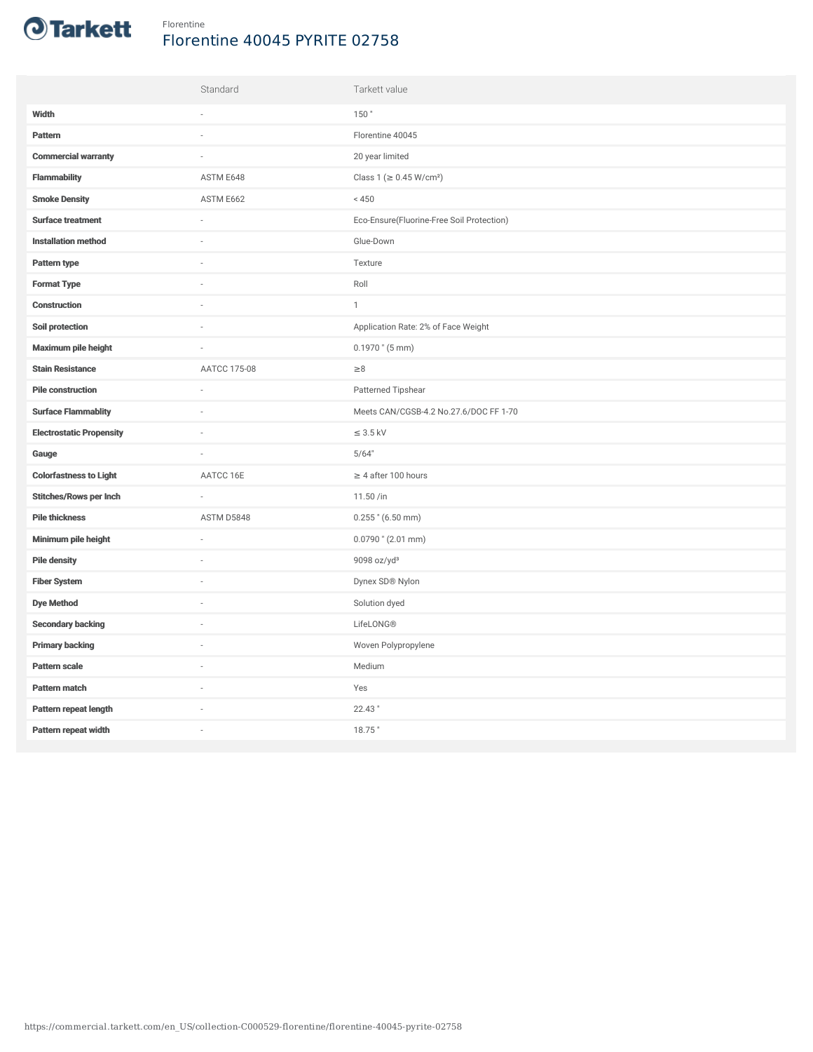Florentine

# Florentine 40045 PYRITE 02758

| | Standard | Tarkett value |
|---|---|---|
| **Width** | - | 150 " |
| **Pattern** | - | Florentine 40045 |
| **Commercial warranty** | - | 20 year limited |
| **Flammability** | ASTM E648 | Class 1 (≥ 0.45 W/cm²) |
| **Smoke Density** | ASTM E662 | < 450 |
| **Surface treatment** | - | Eco-Ensure(Fluorine-Free Soil Protection) |
| **Installation method** | - | Glue-Down |
| **Pattern type** | - | Texture |
| **Format Type** | - | Roll |
| **Construction** | - | 1 |
| **Soil protection** | - | Application Rate: 2% of Face Weight |
| **Maximum pile height** | - | 0.1970 " (5 mm) |
| **Stain Resistance** | AATCC 175-08 | ≥8 |
| **Pile construction** | - | Patterned Tipshear |
| **Surface Flammablity** | - | Meets CAN/CGSB-4.2 No.27.6/DOC FF 1-70 |
| **Electrostatic Propensity** | - | ≤ 3.5 kV |
| **Gauge** | - | 5/64" |
| **Colorfastness to Light** | AATCC 16E | ≥ 4 after 100 hours |
| **Stitches/Rows per Inch** | - | 11.50 /in |
| **Pile thickness** | ASTM D5848 | 0.255 " (6.50 mm) |
| **Minimum pile height** | - | 0.0790 " (2.01 mm) |
| **Pile density** | - | 9098 oz/yd³ |
| **Fiber System** | - | Dynex SD® Nylon |
| **Dye Method** | - | Solution dyed |
| **Secondary backing** | - | LifeLONG® |
| **Primary backing** | - | Woven Polypropylene |
| **Pattern scale** | - | Medium |
| **Pattern match** | - | Yes |
| **Pattern repeat length** | - | 22.43 " |
| **Pattern repeat width** | - | 18.75 " |